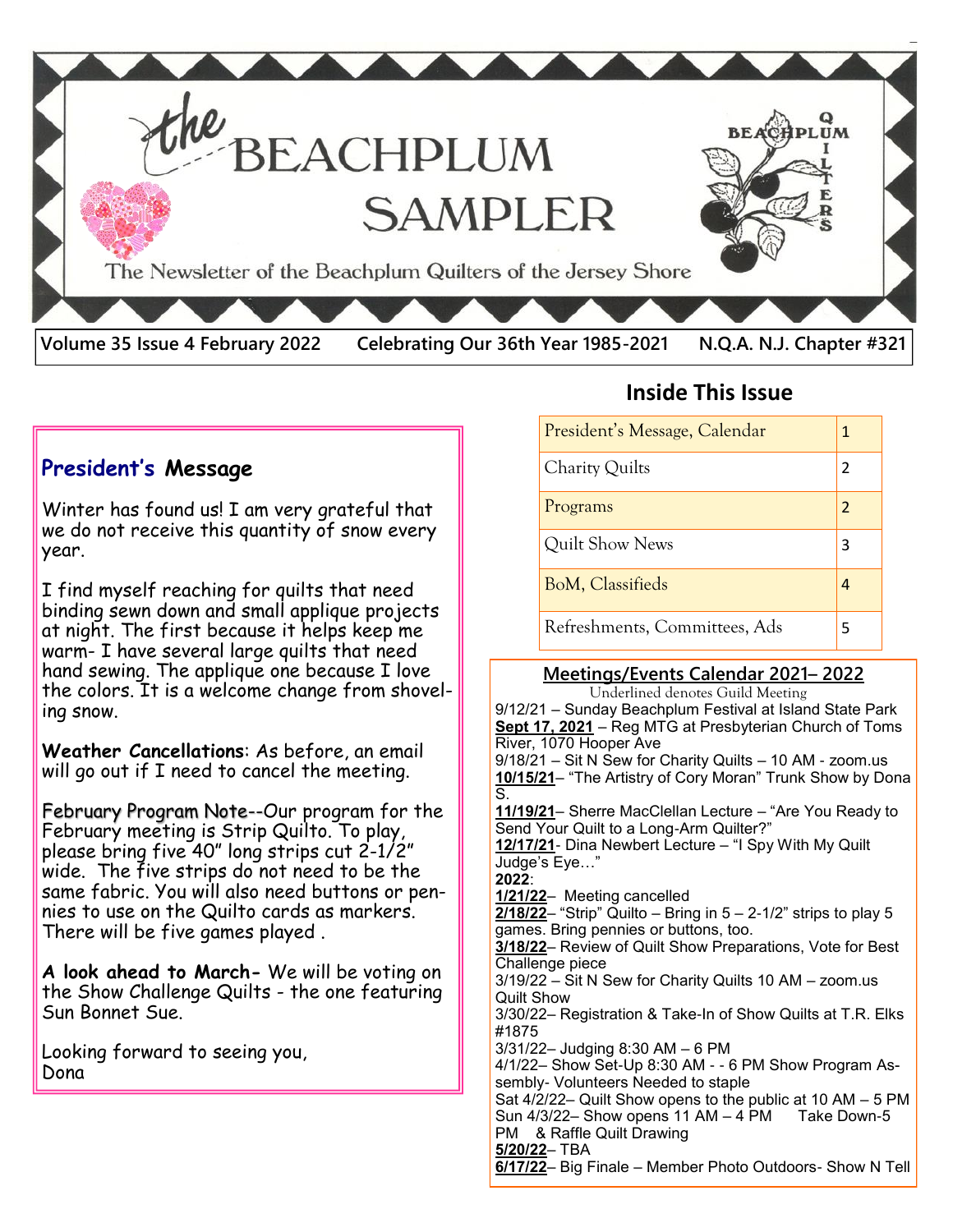# *the* BEACHPLUM SAMPLER

The Newsletter of the Beachplum Quilters of the Jersey Shore

**Volume 35 Issue 4 February 2022 — Celebrating Our 36th Year 1985-2021 — N.Q.A. N.J. Chapter #321**

## President's Message

Winter has found us! I am very grateful that we do not receive this quantity of snow every year.

I find myself reaching for quilts that need binding sewn down and small applique projects at night. The first because it helps keep me warm- I have several large quilts that need hand sewing. The applique one because I love the colors. It is a welcome change from shoveling snow.

**Weather Cancellations**: As before, an email will go out if I need to cancel the meeting.

February Program Note--Our program for the February meeting is Strip Quilto. To play, please bring five 40" long strips cut 2-1/2" wide. The five strips do not need to be the same fabric. You will also need buttons or pennies to use on the Quilto cards as markers. There will be five games played .

**A look ahead to March-** We will be voting on the Show Challenge Quilts - the one featuring Sun Bonnet Sue.

Looking forward to seeing you,
Dona

## Inside This Issue

| Section | Page |
|---|---|
| President's Message, Calendar | 1 |
| Charity Quilts | 2 |
| Programs | 2 |
| Quilt Show News | 3 |
| BoM, Classifieds | 4 |
| Refreshments, Committees, Ads | 5 |

## Meetings/Events Calendar 2021– 2022

Underlined denotes Guild Meeting

9/12/21 – Sunday Beachplum Festival at Island State Park

**<u>Sept 17, 2021</u>** – Reg MTG at Presbyterian Church of Toms River, 1070 Hooper Ave

9/18/21 – Sit N Sew for Charity Quilts – 10 AM - zoom.us

**<u>10/15/21</u>**– "The Artistry of Cory Moran" Trunk Show by Dona S.

**<u>11/19/21</u>**– Sherre MacClellan Lecture – "Are You Ready to Send Your Quilt to a Long-Arm Quilter?"

**<u>12/17/21</u>**- Dina Newbert Lecture – "I Spy With My Quilt Judge's Eye…"

**2022**:

**<u>1/21/22</u>**– Meeting cancelled

**<u>2/18/22</u>**– "Strip" Quilto – Bring in 5 – 2-1/2" strips to play 5 games. Bring pennies or buttons, too.

**<u>3/18/22</u>**– Review of Quilt Show Preparations, Vote for Best Challenge piece

3/19/22 – Sit N Sew for Charity Quilts 10 AM – zoom.us

Quilt Show

3/30/22– Registration & Take-In of Show Quilts at T.R. Elks #1875

3/31/22– Judging 8:30 AM – 6 PM

4/1/22– Show Set-Up 8:30 AM - - 6 PM Show Program Assembly- Volunteers Needed to staple

Sat 4/2/22– Quilt Show opens to the public at 10 AM – 5 PM

Sun 4/3/22– Show opens 11 AM – 4 PM Take Down-5 PM & Raffle Quilt Drawing

**<u>5/20/22</u>**– TBA

**<u>6/17/22</u>**– Big Finale – Member Photo Outdoors- Show N Tell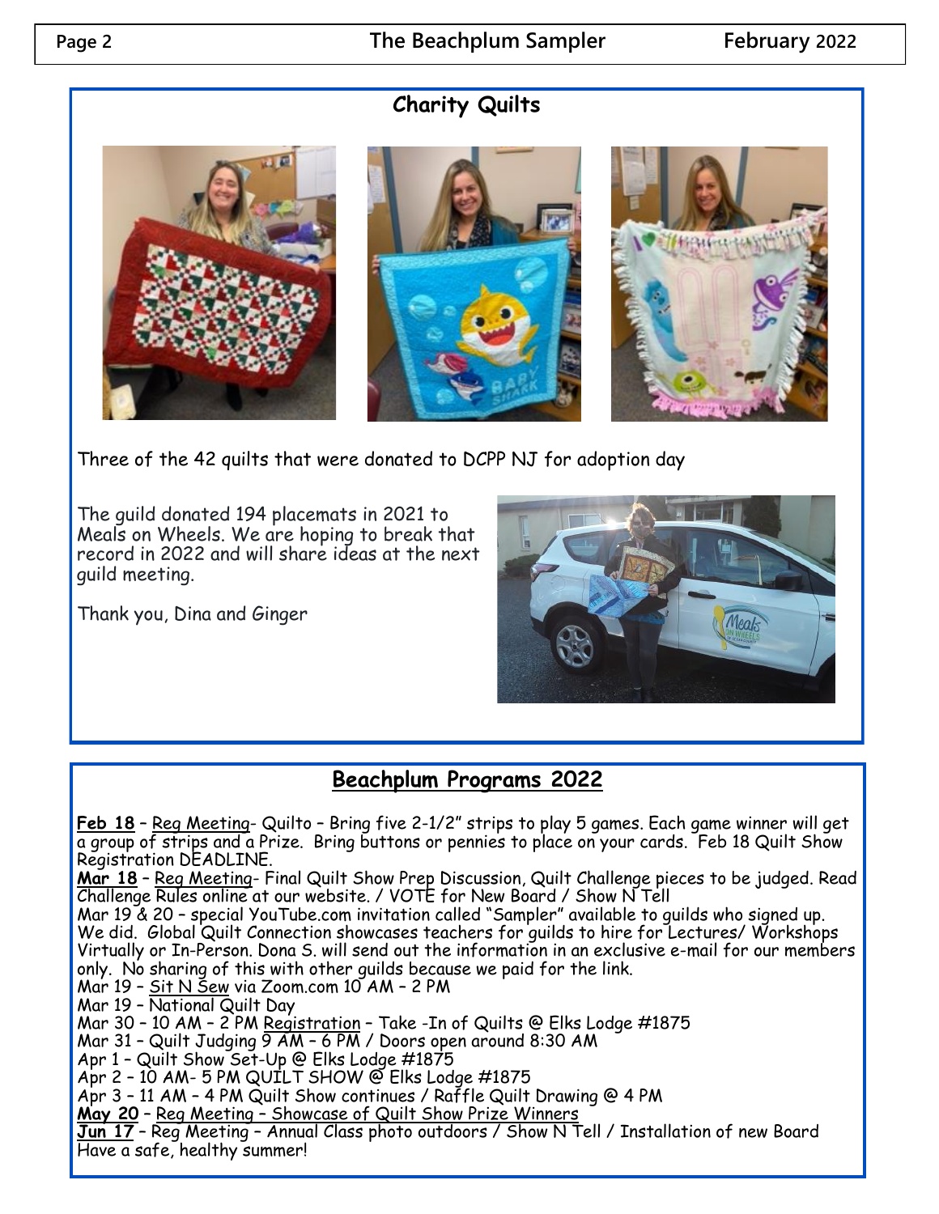## Charity Quilts

Three of the 42 quilts that were donated to DCPP NJ for adoption day

The guild donated 194 placemats in 2021 to Meals on Wheels. We are hoping to break that record in 2022 and will share ideas at the next guild meeting.

Thank you, Dina and Ginger

## Beachplum Programs 2022

**Feb 18** – Reg Meeting- Quilto – Bring five 2-1/2" strips to play 5 games. Each game winner will get a group of strips and a Prize. Bring buttons or pennies to place on your cards. Feb 18 Quilt Show Registration DEADLINE.

**Mar 18** – Reg Meeting- Final Quilt Show Prep Discussion, Quilt Challenge pieces to be judged. Read Challenge Rules online at our website. / VOTE for New Board / Show N Tell

Mar 19 & 20 – special YouTube.com invitation called "Sampler" available to guilds who signed up. We did. Global Quilt Connection showcases teachers for guilds to hire for Lectures/ Workshops Virtually or In-Person. Dona S. will send out the information in an exclusive e-mail for our members only. No sharing of this with other guilds because we paid for the link.

Mar 19 – Sit N Sew via Zoom.com 10 AM – 2 PM

Mar 19 – National Quilt Day

Mar 30 – 10 AM – 2 PM Registration – Take -In of Quilts @ Elks Lodge #1875

Mar 31 – Quilt Judging 9 AM – 6 PM / Doors open around 8:30 AM

Apr 1 – Quilt Show Set-Up @ Elks Lodge #1875

Apr 2 – 10 AM- 5 PM QUILT SHOW @ Elks Lodge #1875

Apr 3 – 11 AM – 4 PM Quilt Show continues / Raffle Quilt Drawing @ 4 PM

**May 20** – Reg Meeting – Showcase of Quilt Show Prize Winners

**Jun 17** – Reg Meeting – Annual Class photo outdoors / Show N Tell / Installation of new Board

Have a safe, healthy summer!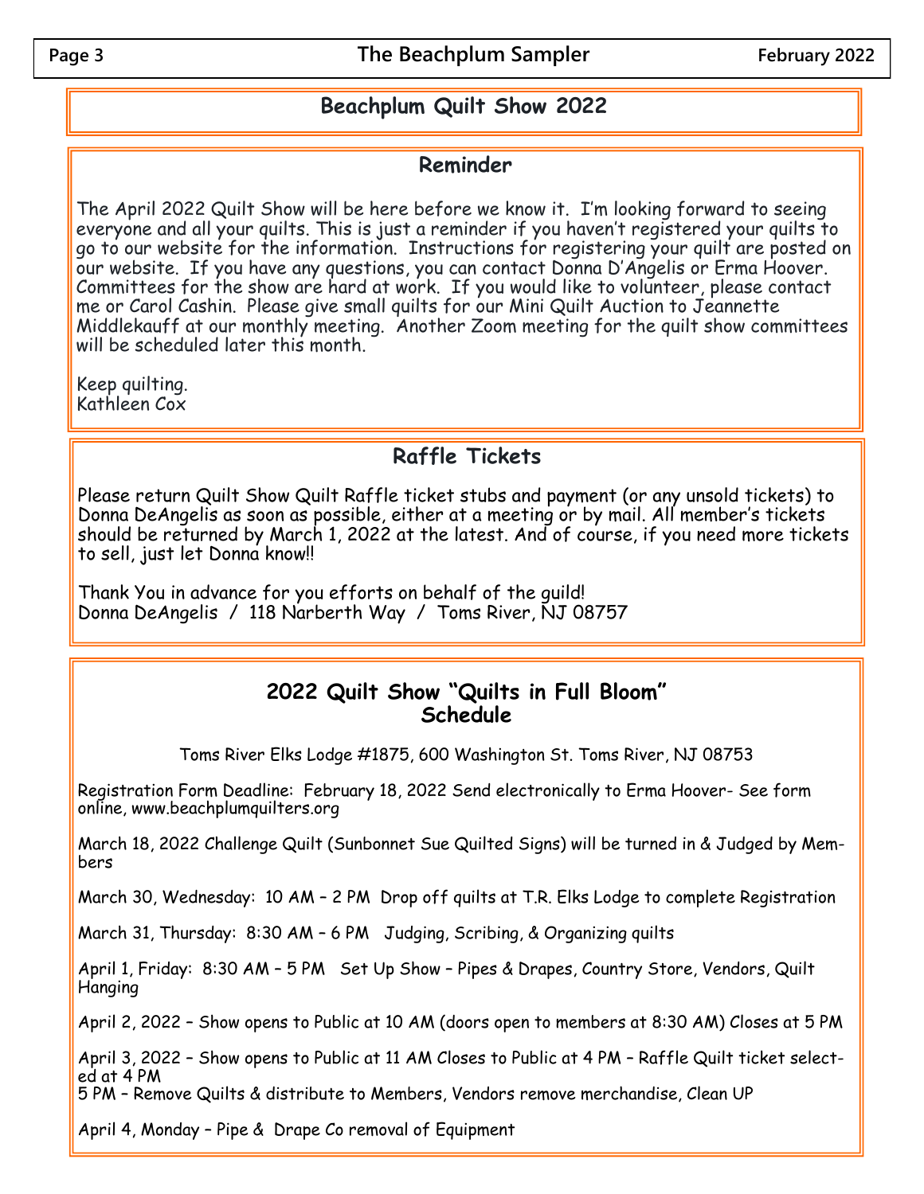# Beachplum Quilt Show 2022

## Reminder

The April 2022 Quilt Show will be here before we know it. I'm looking forward to seeing everyone and all your quilts. This is just a reminder if you haven't registered your quilts to go to our website for the information. Instructions for registering your quilt are posted on our website. If you have any questions, you can contact Donna D'Angelis or Erma Hoover. Committees for the show are hard at work. If you would like to volunteer, please contact me or Carol Cashin. Please give small quilts for our Mini Quilt Auction to Jeannette Middlekauff at our monthly meeting. Another Zoom meeting for the quilt show committees will be scheduled later this month.

Keep quilting.
Kathleen Cox

## Raffle Tickets

Please return Quilt Show Quilt Raffle ticket stubs and payment (or any unsold tickets) to Donna DeAngelis as soon as possible, either at a meeting or by mail. All member's tickets should be returned by March 1, 2022 at the latest. And of course, if you need more tickets to sell, just let Donna know!!

Thank You in advance for you efforts on behalf of the guild!
Donna DeAngelis / 118 Narberth Way / Toms River, NJ 08757

## 2022 Quilt Show "Quilts in Full Bloom" Schedule

Toms River Elks Lodge #1875, 600 Washington St. Toms River, NJ 08753

Registration Form Deadline: February 18, 2022 Send electronically to Erma Hoover- See form online, www.beachplumquilters.org

March 18, 2022 Challenge Quilt (Sunbonnet Sue Quilted Signs) will be turned in & Judged by Members

March 30, Wednesday: 10 AM – 2 PM Drop off quilts at T.R. Elks Lodge to complete Registration

March 31, Thursday: 8:30 AM – 6 PM Judging, Scribing, & Organizing quilts

April 1, Friday: 8:30 AM – 5 PM Set Up Show – Pipes & Drapes, Country Store, Vendors, Quilt Hanging

April 2, 2022 – Show opens to Public at 10 AM (doors open to members at 8:30 AM) Closes at 5 PM

April 3, 2022 – Show opens to Public at 11 AM Closes to Public at 4 PM – Raffle Quilt ticket selected at 4 PM
5 PM – Remove Quilts & distribute to Members, Vendors remove merchandise, Clean UP

April 4, Monday – Pipe & Drape Co removal of Equipment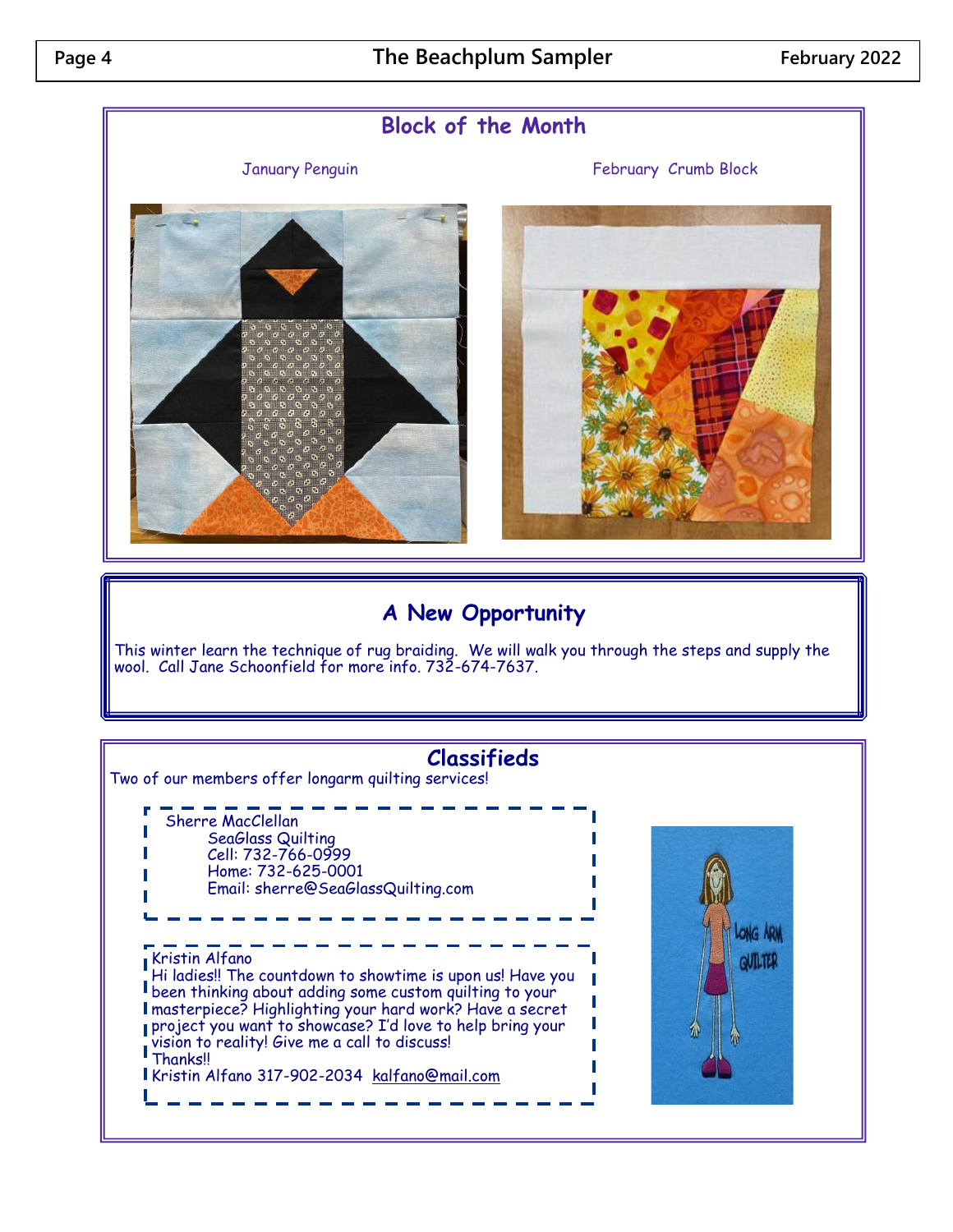## Block of the Month

January Penguin

February Crumb Block

## A New Opportunity

This winter learn the technique of rug braiding. We will walk you through the steps and supply the wool. Call Jane Schoonfield for more info. 732-674-7637.

## Classifieds

Two of our members offer longarm quilting services!

Sherre MacClellan
SeaGlass Quilting
Cell: 732-766-0999
Home: 732-625-0001
Email: sherre@SeaGlassQuilting.com

Kristin Alfano
Hi ladies!! The countdown to showtime is upon us! Have you been thinking about adding some custom quilting to your masterpiece? Highlighting your hard work? Have a secret project you want to showcase? I'd love to help bring your vision to reality! Give me a call to discuss!
Thanks!!
Kristin Alfano 317-902-2034 kalfano@mail.com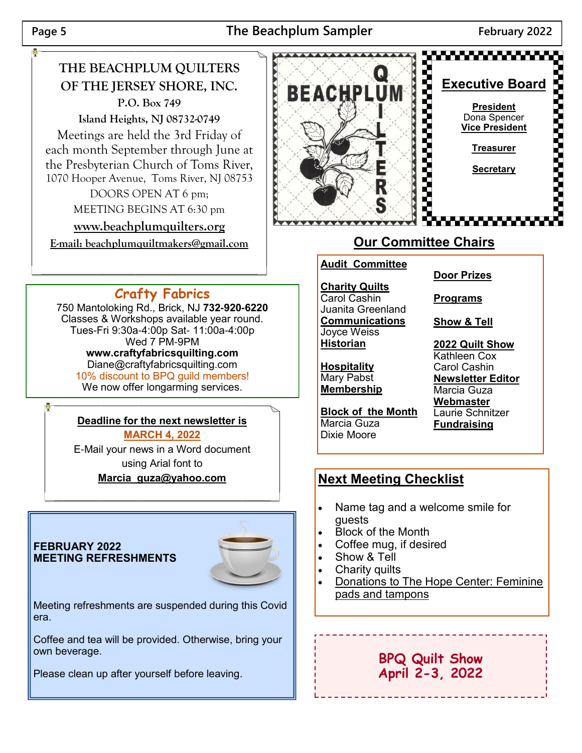THE BEACHPLUM QUILTERS OF THE JERSEY SHORE, INC.

P.O. Box 749

Island Heights, NJ 08732-0749

Meetings are held the 3rd Friday of each month September through June at the Presbyterian Church of Toms River, 1070 Hooper Avenue, Toms River, NJ 08753

DOORS OPEN AT 6 pm;

MEETING BEGINS AT 6:30 pm

www.beachplumquilters.org

E-mail: beachplumquiltmakers@gmail.com

## Crafty Fabrics

750 Mantoloking Rd., Brick, NJ **732-920-6220**
Classes & Workshops available year round.
Tues-Fri 9:30a-4:00p Sat- 11:00a-4:00p
Wed 7 PM-9PM
**www.craftyfabricsquilting.com**
Diane@craftyfabricsquilting.com
10% discount to BPQ guild members!
We now offer longarming services.

**Deadline for the next newsletter is**
**MARCH 4, 2022**
E-Mail your news in a Word document using Arial font to
**Marcia_guza@yahoo.com**

**FEBRUARY 2022**
**MEETING REFRESHMENTS**

Meeting refreshments are suspended during this Covid era.

Coffee and tea will be provided. Otherwise, bring your own beverage.

Please clean up after yourself before leaving.

BEACHPLUM QUILTERS

## Executive Board

**President**
Dona Spencer
**Vice President**

**Treasurer**

**Secretary**

## Our Committee Chairs

**Audit Committee**

**Charity Quilts**
Carol Cashin
Juanita Greenland

**Communications**
Joyce Weiss

**Historian**

**Hospitality**
Mary Pabst

**Membership**

**Block of the Month**
Marcia Guza
Dixie Moore

**Door Prizes**

**Programs**

**Show & Tell**

**2022 Quilt Show**
Kathleen Cox
Carol Cashin

**Newsletter Editor**
Marcia Guza

**Webmaster**
Laurie Schnitzer

**Fundraising**

## Next Meeting Checklist

- Name tag and a welcome smile for guests
- Block of the Month
- Coffee mug, if desired
- Show & Tell
- Charity quilts
- Donations to The Hope Center: Feminine pads and tampons

**BPQ Quilt Show**
**April 2-3, 2022**